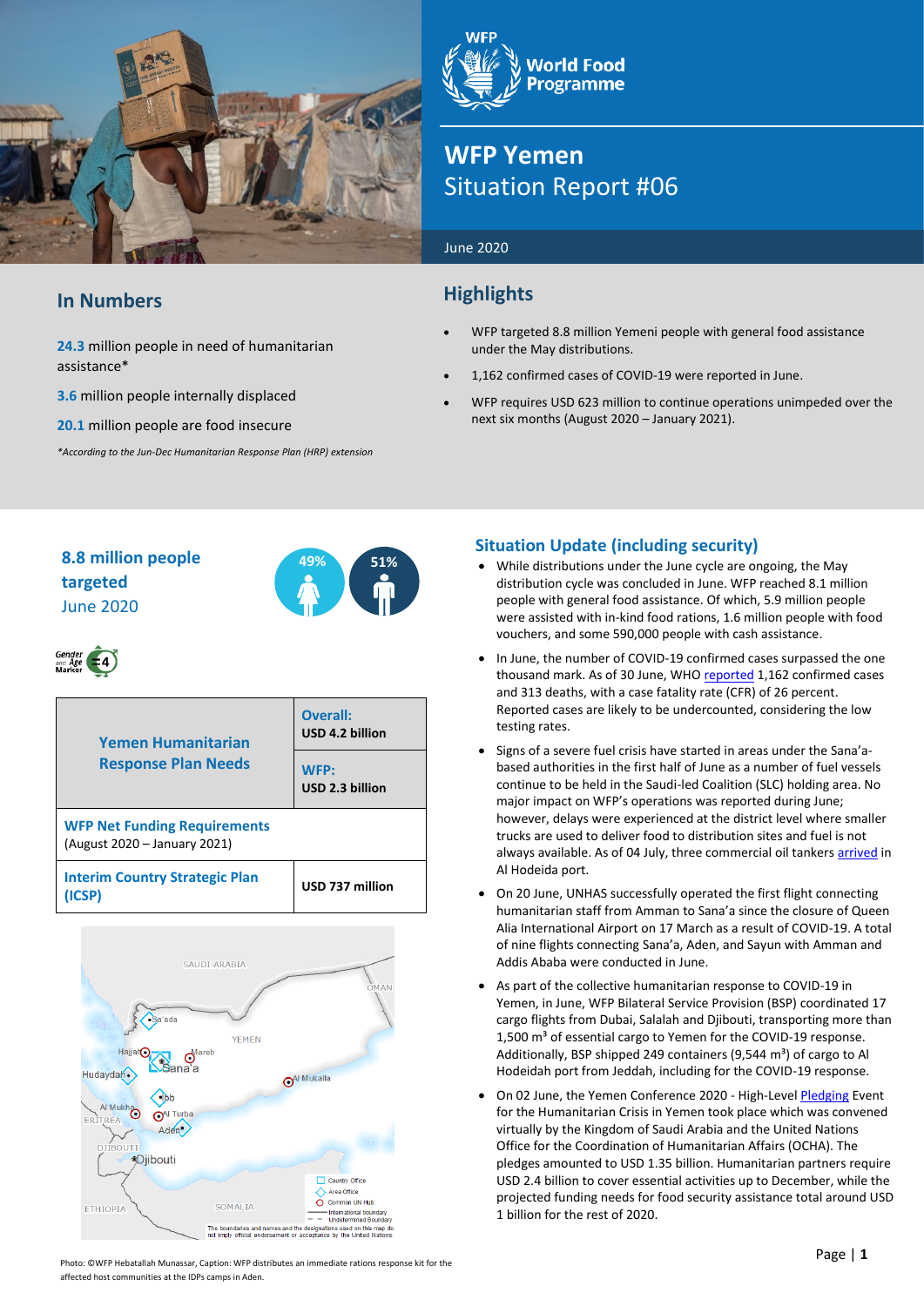# WFP Yemen

## Situation Report #06

June 2020

## In Numbers

**24.3** million people in need of humanitarian assistance*

**3.6** million people internally displaced

**20.1** million people are food insecure

*\*According to the Jun-Dec Humanitarian Response Plan (HRP) extension*

## Highlights

- WFP targeted 8.8 million Yemeni people with general food assistance under the May distributions.
- 1,162 confirmed cases of COVID-19 were reported in June.
- WFP requires USD 623 million to continue operations unimpeded over the next six months (August 2020 – January 2021).

**8.8 million people targeted**
June 2020

49% 51%

| Yemen Humanitarian Response Plan Needs | Overall: USD 4.2 billion |
|---|---|
| | WFP: USD 2.3 billion |
| WFP Net Funding Requirements (August 2020 – January 2021) | |
| Interim Country Strategic Plan (ICSP) | USD 737 million |

## Situation Update (including security)

- While distributions under the June cycle are ongoing, the May distribution cycle was concluded in June. WFP reached 8.1 million people with general food assistance. Of which, 5.9 million people were assisted with in-kind food rations, 1.6 million people with food vouchers, and some 590,000 people with cash assistance.
- In June, the number of COVID-19 confirmed cases surpassed the one thousand mark. As of 30 June, WHO reported 1,162 confirmed cases and 313 deaths, with a case fatality rate (CFR) of 26 percent. Reported cases are likely to be undercounted, considering the low testing rates.
- Signs of a severe fuel crisis have started in areas under the Sana'a-based authorities in the first half of June as a number of fuel vessels continue to be held in the Saudi-led Coalition (SLC) holding area. No major impact on WFP's operations was reported during June; however, delays were experienced at the district level where smaller trucks are used to deliver food to distribution sites and fuel is not always available. As of 04 July, three commercial oil tankers arrived in Al Hodeida port.
- On 20 June, UNHAS successfully operated the first flight connecting humanitarian staff from Amman to Sana'a since the closure of Queen Alia International Airport on 17 March as a result of COVID-19. A total of nine flights connecting Sana'a, Aden, and Sayun with Amman and Addis Ababa were conducted in June.
- As part of the collective humanitarian response to COVID-19 in Yemen, in June, WFP Bilateral Service Provision (BSP) coordinated 17 cargo flights from Dubai, Salalah and Djibouti, transporting more than 1,500 m³ of essential cargo to Yemen for the COVID-19 response. Additionally, BSP shipped 249 containers (9,544 m³) of cargo to Al Hodeidah port from Jeddah, including for the COVID-19 response.
- On 02 June, the Yemen Conference 2020 - High-Level Pledging Event for the Humanitarian Crisis in Yemen took place which was convened virtually by the Kingdom of Saudi Arabia and the United Nations Office for the Coordination of Humanitarian Affairs (OCHA). The pledges amounted to USD 1.35 billion. Humanitarian partners require USD 2.4 billion to cover essential activities up to December, while the projected funding needs for food security assistance total around USD 1 billion for the rest of 2020.

Photo: ©WFP Hebatallah Munassar, Caption: WFP distributes an immediate rations response kit for the affected host communities at the IDPs camps in Aden.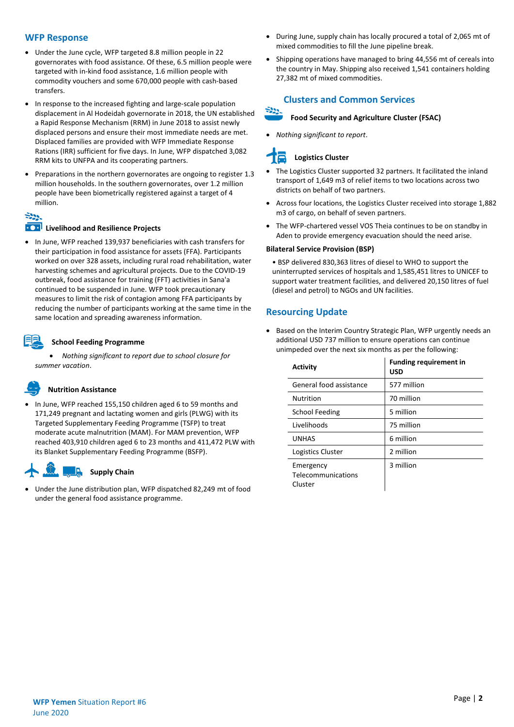## WFP Response

- Under the June cycle, WFP targeted 8.8 million people in 22 governorates with food assistance. Of these, 6.5 million people were targeted with in-kind food assistance, 1.6 million people with commodity vouchers and some 670,000 people with cash-based transfers.
- In response to the increased fighting and large-scale population displacement in Al Hodeidah governorate in 2018, the UN established a Rapid Response Mechanism (RRM) in June 2018 to assist newly displaced persons and ensure their most immediate needs are met. Displaced families are provided with WFP Immediate Response Rations (IRR) sufficient for five days. In June, WFP dispatched 3,082 RRM kits to UNFPA and its cooperating partners.
- Preparations in the northern governorates are ongoing to register 1.3 million households. In the southern governorates, over 1.2 million people have been biometrically registered against a target of 4 million.

### Livelihood and Resilience Projects

- In June, WFP reached 139,937 beneficiaries with cash transfers for their participation in food assistance for assets (FFA). Participants worked on over 328 assets, including rural road rehabilitation, water harvesting schemes and agricultural projects. Due to the COVID-19 outbreak, food assistance for training (FFT) activities in Sana'a continued to be suspended in June. WFP took precautionary measures to limit the risk of contagion among FFA participants by reducing the number of participants working at the same time in the same location and spreading awareness information.

### School Feeding Programme

- *Nothing significant to report due to school closure for summer vacation.*

### Nutrition Assistance

- In June, WFP reached 155,150 children aged 6 to 59 months and 171,249 pregnant and lactating women and girls (PLWG) with its Targeted Supplementary Feeding Programme (TSFP) to treat moderate acute malnutrition (MAM). For MAM prevention, WFP reached 403,910 children aged 6 to 23 months and 411,472 PLW with its Blanket Supplementary Feeding Programme (BSFP).

### Supply Chain

- Under the June distribution plan, WFP dispatched 82,249 mt of food under the general food assistance programme.
- During June, supply chain has locally procured a total of 2,065 mt of mixed commodities to fill the June pipeline break.
- Shipping operations have managed to bring 44,556 mt of cereals into the country in May. Shipping also received 1,541 containers holding 27,382 mt of mixed commodities.

## Clusters and Common Services

### Food Security and Agriculture Cluster (FSAC)

- *Nothing significant to report.*

### Logistics Cluster

- The Logistics Cluster supported 32 partners. It facilitated the inland transport of 1,649 m3 of relief items to two locations across two districts on behalf of two partners.
- Across four locations, the Logistics Cluster received into storage 1,882 m3 of cargo, on behalf of seven partners.
- The WFP-chartered vessel VOS Theia continues to be on standby in Aden to provide emergency evacuation should the need arise.

**Bilateral Service Provision (BSP)**

- BSP delivered 830,363 litres of diesel to WHO to support the uninterrupted services of hospitals and 1,585,451 litres to UNICEF to support water treatment facilities, and delivered 20,150 litres of fuel (diesel and petrol) to NGOs and UN facilities.

## Resourcing Update

- Based on the Interim Country Strategic Plan, WFP urgently needs an additional USD 737 million to ensure operations can continue unimpeded over the next six months as per the following:

| Activity | Funding requirement in USD |
|---|---|
| General food assistance | 577 million |
| Nutrition | 70 million |
| School Feeding | 5 million |
| Livelihoods | 75 million |
| UNHAS | 6 million |
| Logistics Cluster | 2 million |
| Emergency Telecommunications Cluster | 3 million |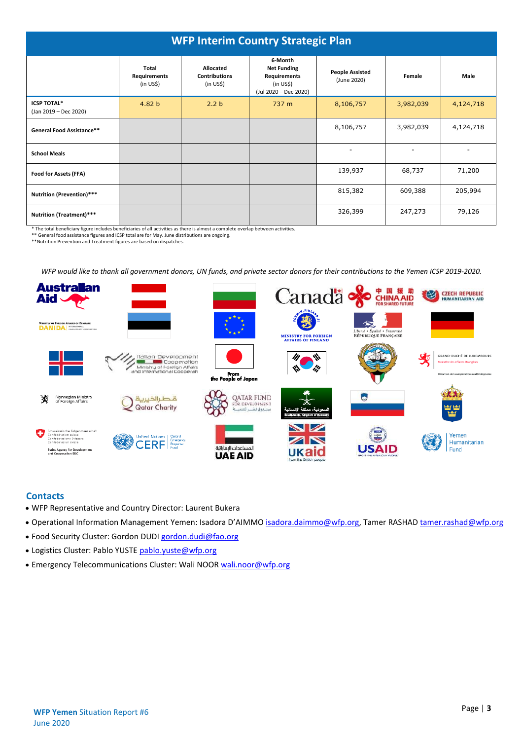## WFP Interim Country Strategic Plan

| | Total Requirements (in US$) | Allocated Contributions (in US$) | 6-Month Net Funding Requirements (in US$) (Jul 2020 – Dec 2020) | People Assisted (June 2020) | Female | Male |
|---|---|---|---|---|---|---|
| **ICSP TOTAL*** (Jan 2019 – Dec 2020) | 4.82 b | 2.2 b | 737 m | 8,106,757 | 3,982,039 | 4,124,718 |
| **General Food Assistance**** | | | | 8,106,757 | 3,982,039 | 4,124,718 |
| **School Meals** | | | | - | - | - |
| **Food for Assets (FFA)** | | | | 139,937 | 68,737 | 71,200 |
| **Nutrition (Prevention)***** | | | | 815,382 | 609,388 | 205,994 |
| **Nutrition (Treatment)***** | | | | 326,399 | 247,273 | 79,126 |

* The total beneficiary figure includes beneficiaries of all activities as there is almost a complete overlap between activities.
** General food assistance figures and ICSP total are for May. June distributions are ongoing.
**Nutrition Prevention and Treatment figures are based on dispatches.

*WFP would like to thank all government donors, UN funds, and private sector donors for their contributions to the Yemen ICSP 2019-2020.*

## Contacts

- WFP Representative and Country Director: Laurent Bukera
- Operational Information Management Yemen: Isadora D'AIMMO isadora.daimmo@wfp.org, Tamer RASHAD tamer.rashad@wfp.org
- Food Security Cluster: Gordon DUDI gordon.dudi@fao.org
- Logistics Cluster: Pablo YUSTE pablo.yuste@wfp.org
- Emergency Telecommunications Cluster: Wali NOOR wali.noor@wfp.org